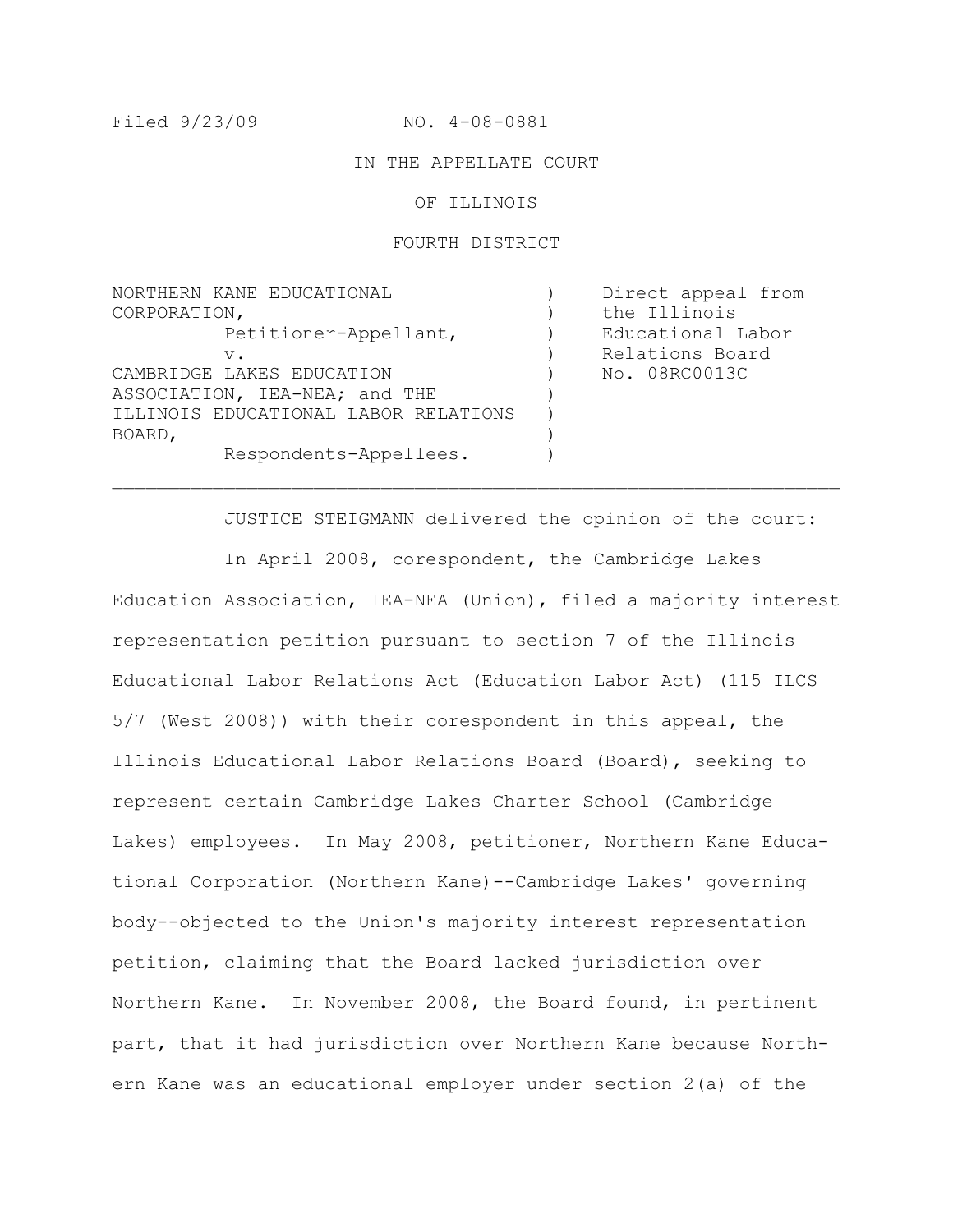Filed 9/23/09 NO. 4-08-0881

IN THE APPELLATE COURT

OF ILLINOIS

FOURTH DISTRICT

| | | |
|---|---|---|
| NORTHERN KANE EDUCATIONAL CORPORATION, Petitioner-Appellant, v. CAMBRIDGE LAKES EDUCATION ASSOCIATION, IEA-NEA; and THE ILLINOIS EDUCATIONAL LABOR RELATIONS BOARD, Respondents-Appellees. | ) ) ) ) ) ) ) ) ) | Direct appeal from the Illinois Educational Labor Relations Board No. 08RC0013C |

---

JUSTICE STEIGMANN delivered the opinion of the court:

In April 2008, corespondent, the Cambridge Lakes Education Association, IEA-NEA (Union), filed a majority interest representation petition pursuant to section 7 of the Illinois Educational Labor Relations Act (Education Labor Act) (115 ILCS 5/7 (West 2008)) with their corespondent in this appeal, the Illinois Educational Labor Relations Board (Board), seeking to represent certain Cambridge Lakes Charter School (Cambridge Lakes) employees. In May 2008, petitioner, Northern Kane Educational Corporation (Northern Kane)--Cambridge Lakes' governing body--objected to the Union's majority interest representation petition, claiming that the Board lacked jurisdiction over Northern Kane. In November 2008, the Board found, in pertinent part, that it had jurisdiction over Northern Kane because Northern Kane was an educational employer under section 2(a) of the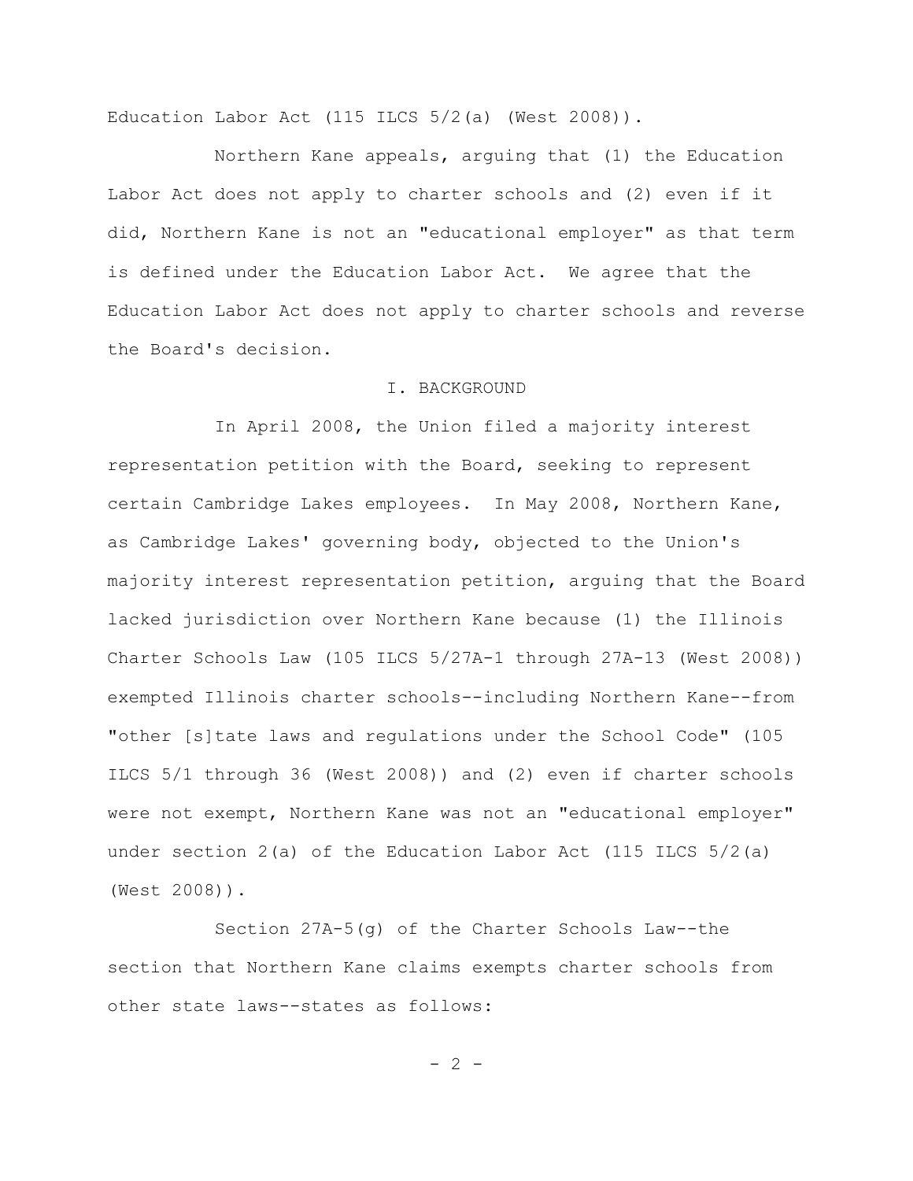Education Labor Act (115 ILCS 5/2(a) (West 2008)).

Northern Kane appeals, arguing that (1) the Education Labor Act does not apply to charter schools and (2) even if it did, Northern Kane is not an "educational employer" as that term is defined under the Education Labor Act. We agree that the Education Labor Act does not apply to charter schools and reverse the Board's decision.

## I. BACKGROUND

In April 2008, the Union filed a majority interest representation petition with the Board, seeking to represent certain Cambridge Lakes employees. In May 2008, Northern Kane, as Cambridge Lakes' governing body, objected to the Union's majority interest representation petition, arguing that the Board lacked jurisdiction over Northern Kane because (1) the Illinois Charter Schools Law (105 ILCS 5/27A-1 through 27A-13 (West 2008)) exempted Illinois charter schools--including Northern Kane--from "other [s]tate laws and regulations under the School Code" (105 ILCS 5/1 through 36 (West 2008)) and (2) even if charter schools were not exempt, Northern Kane was not an "educational employer" under section 2(a) of the Education Labor Act (115 ILCS 5/2(a) (West 2008)).

Section 27A-5(g) of the Charter Schools Law--the section that Northern Kane claims exempts charter schools from other state laws--states as follows: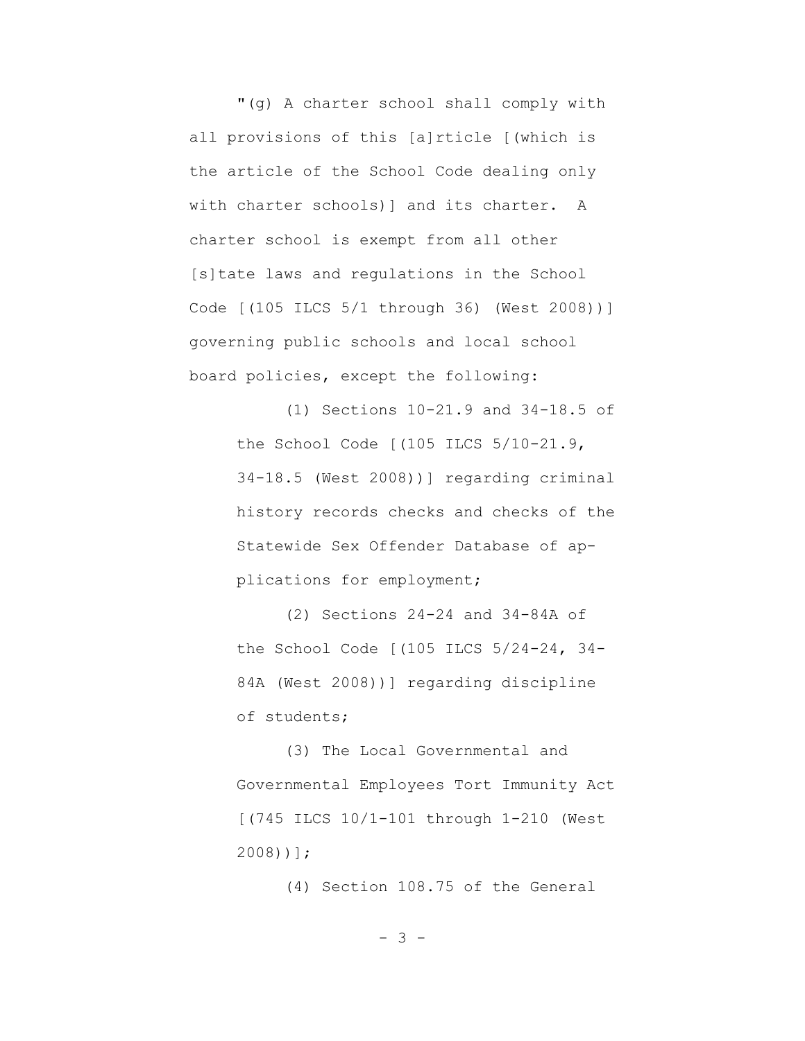"(g) A charter school shall comply with all provisions of this [a]rticle [(which is the article of the School Code dealing only with charter schools)] and its charter. A charter school is exempt from all other [s]tate laws and regulations in the School Code [(105 ILCS 5/1 through 36) (West 2008))] governing public schools and local school board policies, except the following:

> (1) Sections 10-21.9 and 34-18.5 of the School Code [(105 ILCS 5/10-21.9, 34-18.5 (West 2008))] regarding criminal history records checks and checks of the Statewide Sex Offender Database of applications for employment;
>
> (2) Sections 24-24 and 34-84A of the School Code [(105 ILCS 5/24-24, 34-84A (West 2008))] regarding discipline of students;
>
> (3) The Local Governmental and Governmental Employees Tort Immunity Act [(745 ILCS 10/1-101 through 1-210 (West 2008))];
>
> (4) Section 108.75 of the General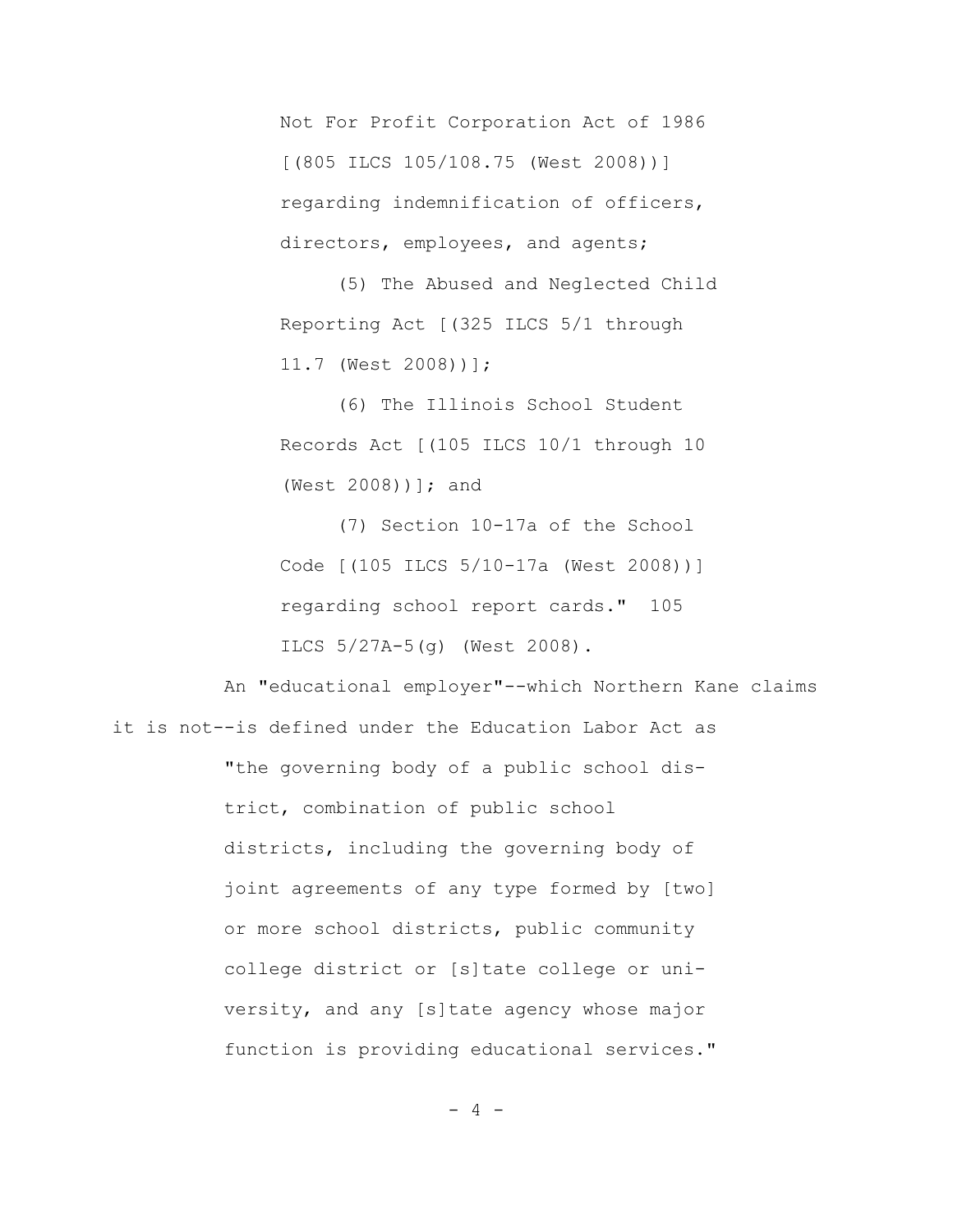> Not For Profit Corporation Act of 1986 [(805 ILCS 105/108.75 (West 2008))] regarding indemnification of officers, directors, employees, and agents;
>
> (5) The Abused and Neglected Child Reporting Act [(325 ILCS 5/1 through 11.7 (West 2008))];
>
> (6) The Illinois School Student Records Act [(105 ILCS 10/1 through 10 (West 2008))]; and
>
> (7) Section 10-17a of the School Code [(105 ILCS 5/10-17a (West 2008))] regarding school report cards." 105 ILCS 5/27A-5(g) (West 2008).

An "educational employer"--which Northern Kane claims it is not--is defined under the Education Labor Act as

> "the governing body of a public school district, combination of public school districts, including the governing body of joint agreements of any type formed by [two] or more school districts, public community college district or [s]tate college or university, and any [s]tate agency whose major function is providing educational services."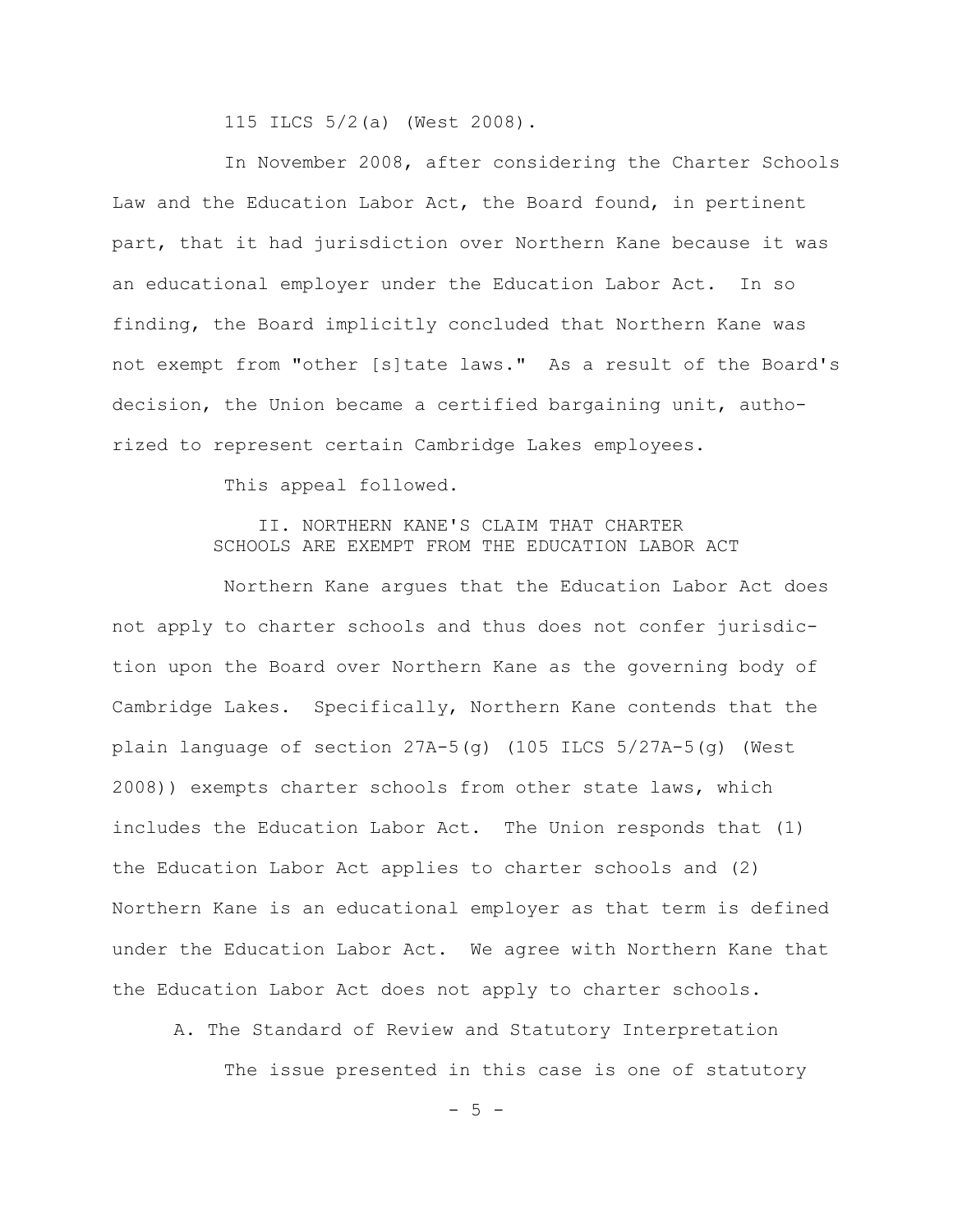115 ILCS 5/2(a) (West 2008).

In November 2008, after considering the Charter Schools Law and the Education Labor Act, the Board found, in pertinent part, that it had jurisdiction over Northern Kane because it was an educational employer under the Education Labor Act. In so finding, the Board implicitly concluded that Northern Kane was not exempt from "other [s]tate laws." As a result of the Board's decision, the Union became a certified bargaining unit, authorized to represent certain Cambridge Lakes employees.

This appeal followed.

## II. NORTHERN KANE'S CLAIM THAT CHARTER SCHOOLS ARE EXEMPT FROM THE EDUCATION LABOR ACT

Northern Kane argues that the Education Labor Act does not apply to charter schools and thus does not confer jurisdiction upon the Board over Northern Kane as the governing body of Cambridge Lakes. Specifically, Northern Kane contends that the plain language of section 27A-5(g) (105 ILCS 5/27A-5(g) (West 2008)) exempts charter schools from other state laws, which includes the Education Labor Act. The Union responds that (1) the Education Labor Act applies to charter schools and (2) Northern Kane is an educational employer as that term is defined under the Education Labor Act. We agree with Northern Kane that the Education Labor Act does not apply to charter schools.

### A. The Standard of Review and Statutory Interpretation

The issue presented in this case is one of statutory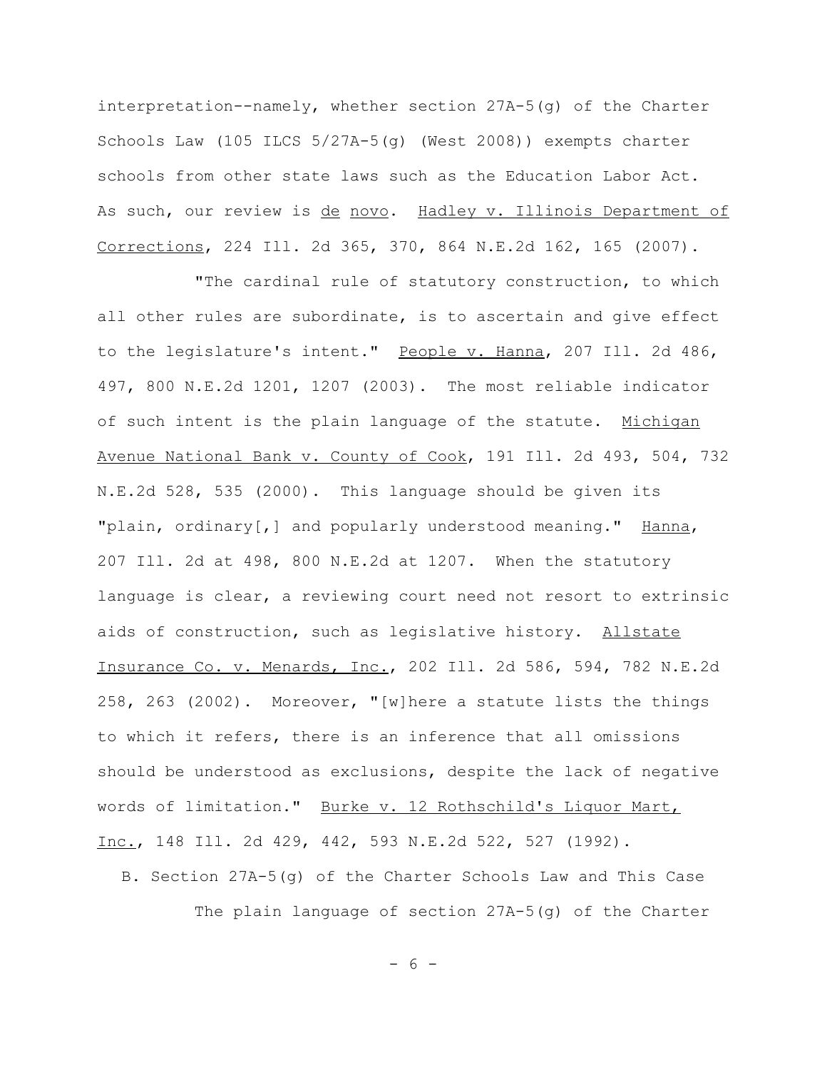interpretation--namely, whether section 27A-5(g) of the Charter Schools Law (105 ILCS 5/27A-5(g) (West 2008)) exempts charter schools from other state laws such as the Education Labor Act. As such, our review is _de novo_. _Hadley v. Illinois Department of Corrections_, 224 Ill. 2d 365, 370, 864 N.E.2d 162, 165 (2007).

"The cardinal rule of statutory construction, to which all other rules are subordinate, is to ascertain and give effect to the legislature's intent." _People v. Hanna_, 207 Ill. 2d 486, 497, 800 N.E.2d 1201, 1207 (2003). The most reliable indicator of such intent is the plain language of the statute. _Michigan Avenue National Bank v. County of Cook_, 191 Ill. 2d 493, 504, 732 N.E.2d 528, 535 (2000). This language should be given its "plain, ordinary[,] and popularly understood meaning." _Hanna_, 207 Ill. 2d at 498, 800 N.E.2d at 1207. When the statutory language is clear, a reviewing court need not resort to extrinsic aids of construction, such as legislative history. _Allstate Insurance Co. v. Menards, Inc._, 202 Ill. 2d 586, 594, 782 N.E.2d 258, 263 (2002). Moreover, "[w]here a statute lists the things to which it refers, there is an inference that all omissions should be understood as exclusions, despite the lack of negative words of limitation." _Burke v. 12 Rothschild's Liquor Mart, Inc._, 148 Ill. 2d 429, 442, 593 N.E.2d 522, 527 (1992).

### B. Section 27A-5(g) of the Charter Schools Law and This Case

The plain language of section 27A-5(g) of the Charter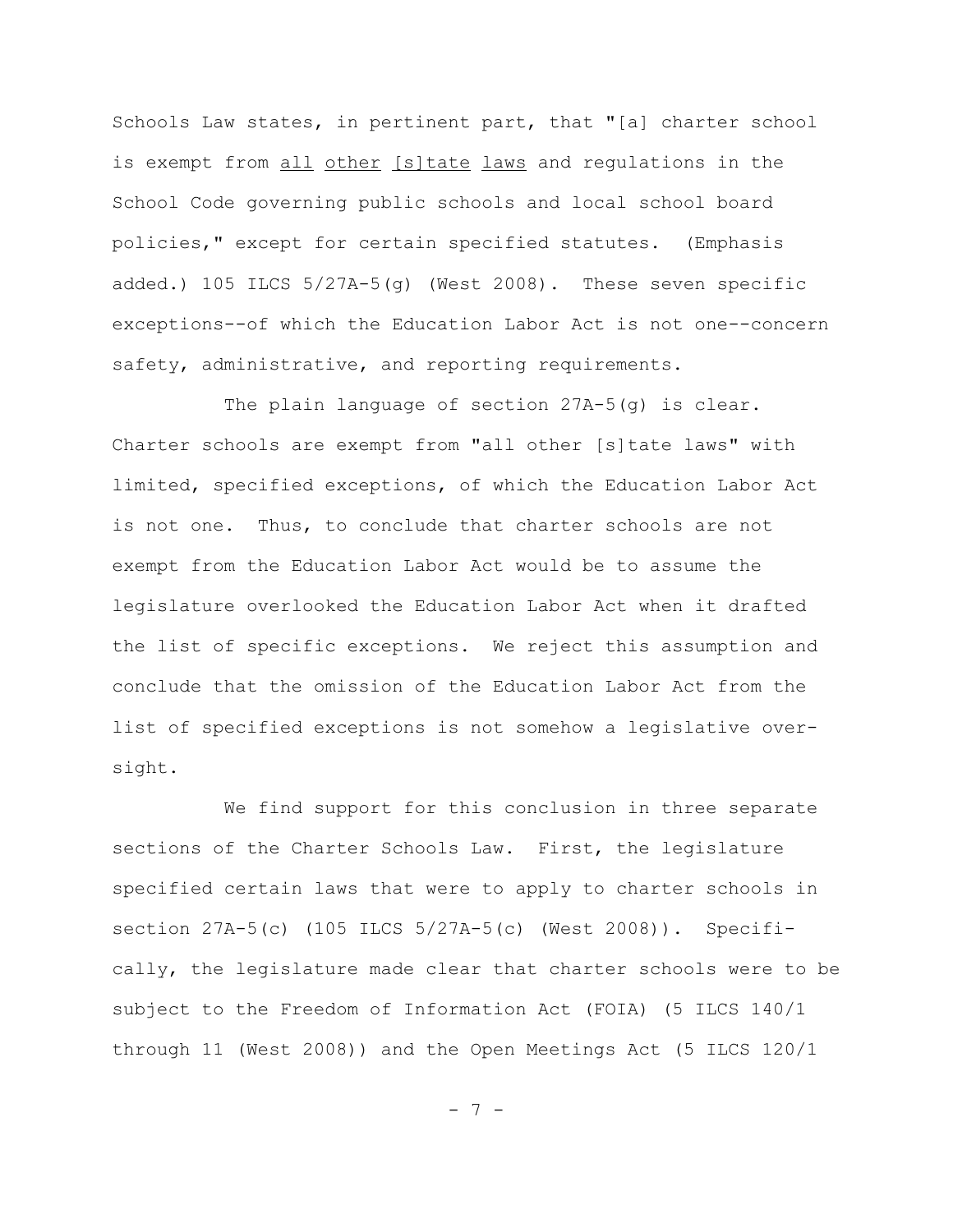Schools Law states, in pertinent part, that "[a] charter school is exempt from <u>all</u> <u>other</u> <u>[s]tate</u> <u>laws</u> and regulations in the School Code governing public schools and local school board policies," except for certain specified statutes. (Emphasis added.) 105 ILCS 5/27A-5(g) (West 2008). These seven specific exceptions--of which the Education Labor Act is not one--concern safety, administrative, and reporting requirements.

The plain language of section 27A-5(g) is clear. Charter schools are exempt from "all other [s]tate laws" with limited, specified exceptions, of which the Education Labor Act is not one. Thus, to conclude that charter schools are not exempt from the Education Labor Act would be to assume the legislature overlooked the Education Labor Act when it drafted the list of specific exceptions. We reject this assumption and conclude that the omission of the Education Labor Act from the list of specified exceptions is not somehow a legislative oversight.

We find support for this conclusion in three separate sections of the Charter Schools Law. First, the legislature specified certain laws that were to apply to charter schools in section 27A-5(c) (105 ILCS 5/27A-5(c) (West 2008)). Specifically, the legislature made clear that charter schools were to be subject to the Freedom of Information Act (FOIA) (5 ILCS 140/1 through 11 (West 2008)) and the Open Meetings Act (5 ILCS 120/1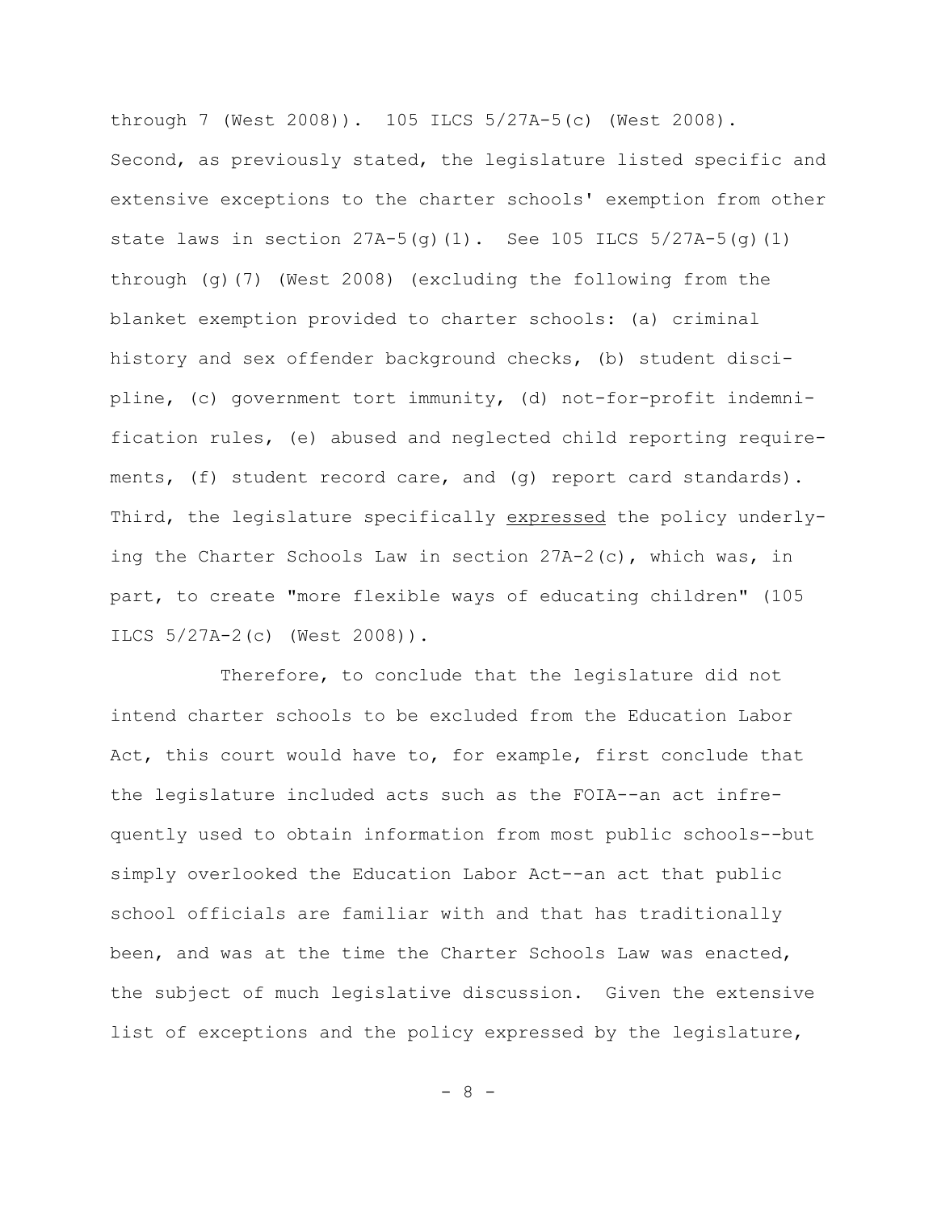through 7 (West 2008)). 105 ILCS 5/27A-5(c) (West 2008). Second, as previously stated, the legislature listed specific and extensive exceptions to the charter schools' exemption from other state laws in section 27A-5(g)(1). See 105 ILCS 5/27A-5(g)(1) through (g)(7) (West 2008) (excluding the following from the blanket exemption provided to charter schools: (a) criminal history and sex offender background checks, (b) student discipline, (c) government tort immunity, (d) not-for-profit indemnification rules, (e) abused and neglected child reporting requirements, (f) student record care, and (g) report card standards). Third, the legislature specifically <u>expressed</u> the policy underlying the Charter Schools Law in section 27A-2(c), which was, in part, to create "more flexible ways of educating children" (105 ILCS 5/27A-2(c) (West 2008)).

Therefore, to conclude that the legislature did not intend charter schools to be excluded from the Education Labor Act, this court would have to, for example, first conclude that the legislature included acts such as the FOIA--an act infrequently used to obtain information from most public schools--but simply overlooked the Education Labor Act--an act that public school officials are familiar with and that has traditionally been, and was at the time the Charter Schools Law was enacted, the subject of much legislative discussion. Given the extensive list of exceptions and the policy expressed by the legislature,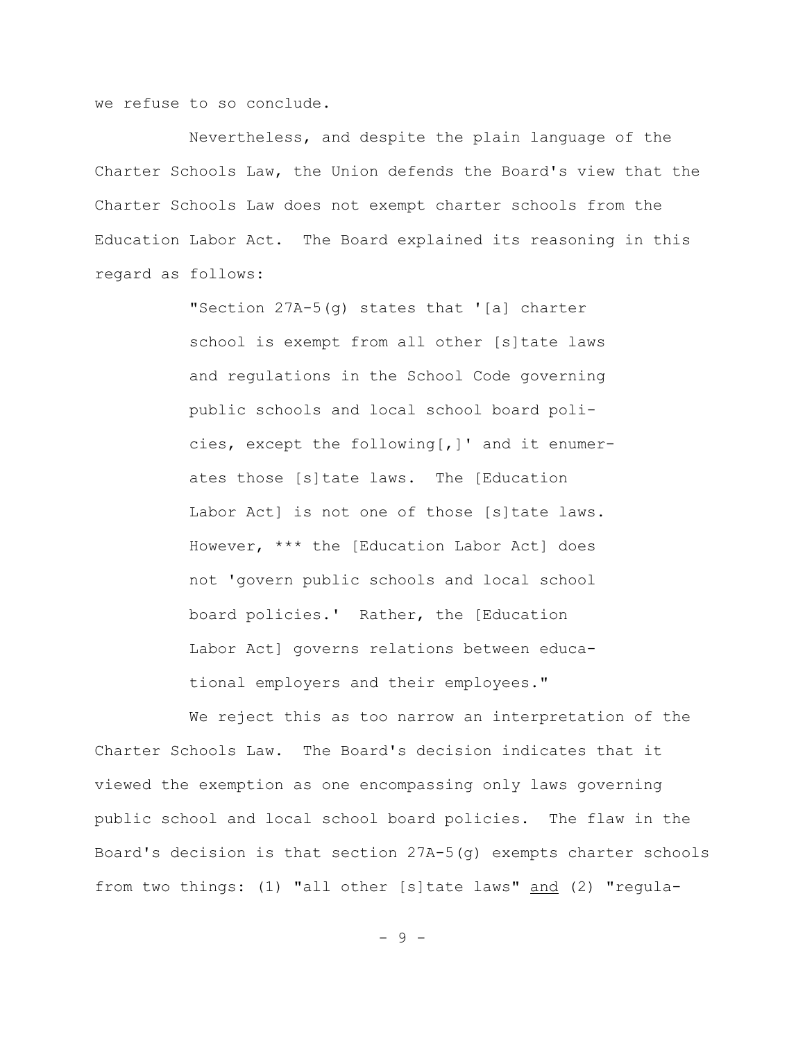we refuse to so conclude.

Nevertheless, and despite the plain language of the Charter Schools Law, the Union defends the Board's view that the Charter Schools Law does not exempt charter schools from the Education Labor Act. The Board explained its reasoning in this regard as follows:

> "Section 27A-5(g) states that '[a] charter school is exempt from all other [s]tate laws and regulations in the School Code governing public schools and local school board policies, except the following[,]' and it enumerates those [s]tate laws. The [Education Labor Act] is not one of those [s]tate laws. However, *** the [Education Labor Act] does not 'govern public schools and local school board policies.' Rather, the [Education Labor Act] governs relations between educational employers and their employees."

We reject this as too narrow an interpretation of the Charter Schools Law. The Board's decision indicates that it viewed the exemption as one encompassing only laws governing public school and local school board policies. The flaw in the Board's decision is that section 27A-5(g) exempts charter schools from two things: (1) "all other [s]tate laws" <u>and</u> (2) "regula-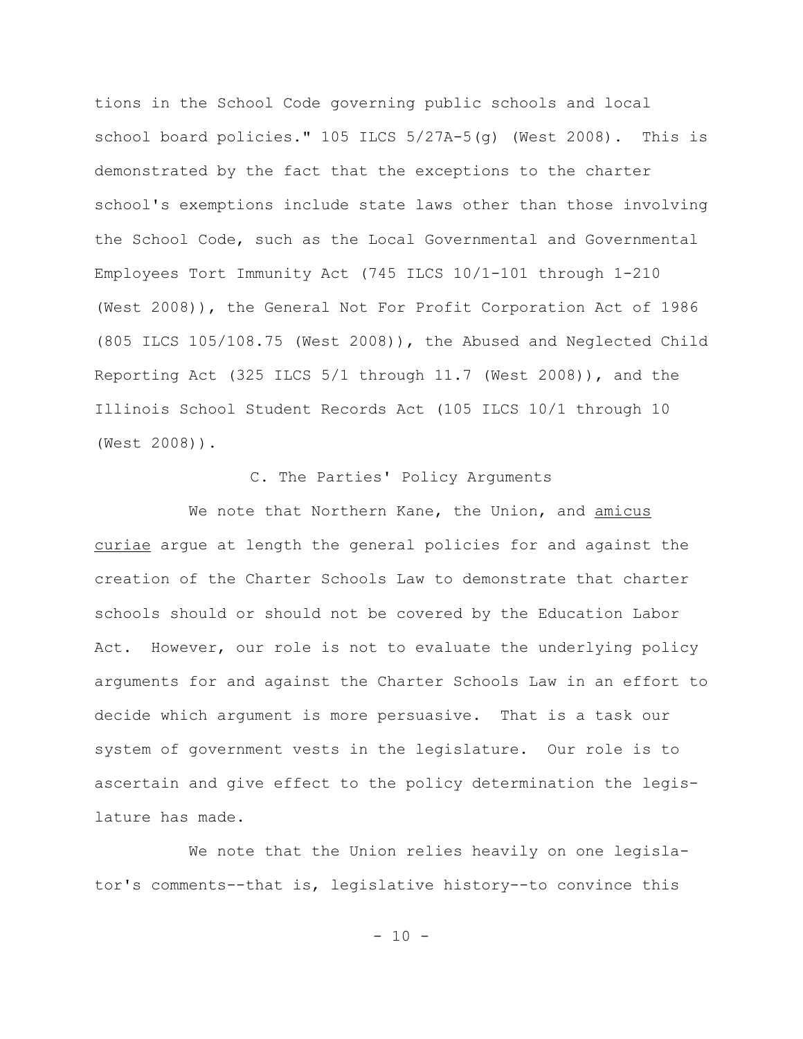tions in the School Code governing public schools and local school board policies." 105 ILCS 5/27A-5(g) (West 2008). This is demonstrated by the fact that the exceptions to the charter school's exemptions include state laws other than those involving the School Code, such as the Local Governmental and Governmental Employees Tort Immunity Act (745 ILCS 10/1-101 through 1-210 (West 2008)), the General Not For Profit Corporation Act of 1986 (805 ILCS 105/108.75 (West 2008)), the Abused and Neglected Child Reporting Act (325 ILCS 5/1 through 11.7 (West 2008)), and the Illinois School Student Records Act (105 ILCS 10/1 through 10 (West 2008)).

### C. The Parties' Policy Arguments

We note that Northern Kane, the Union, and amicus curiae argue at length the general policies for and against the creation of the Charter Schools Law to demonstrate that charter schools should or should not be covered by the Education Labor Act. However, our role is not to evaluate the underlying policy arguments for and against the Charter Schools Law in an effort to decide which argument is more persuasive. That is a task our system of government vests in the legislature. Our role is to ascertain and give effect to the policy determination the legislature has made.

We note that the Union relies heavily on one legislator's comments--that is, legislative history--to convince this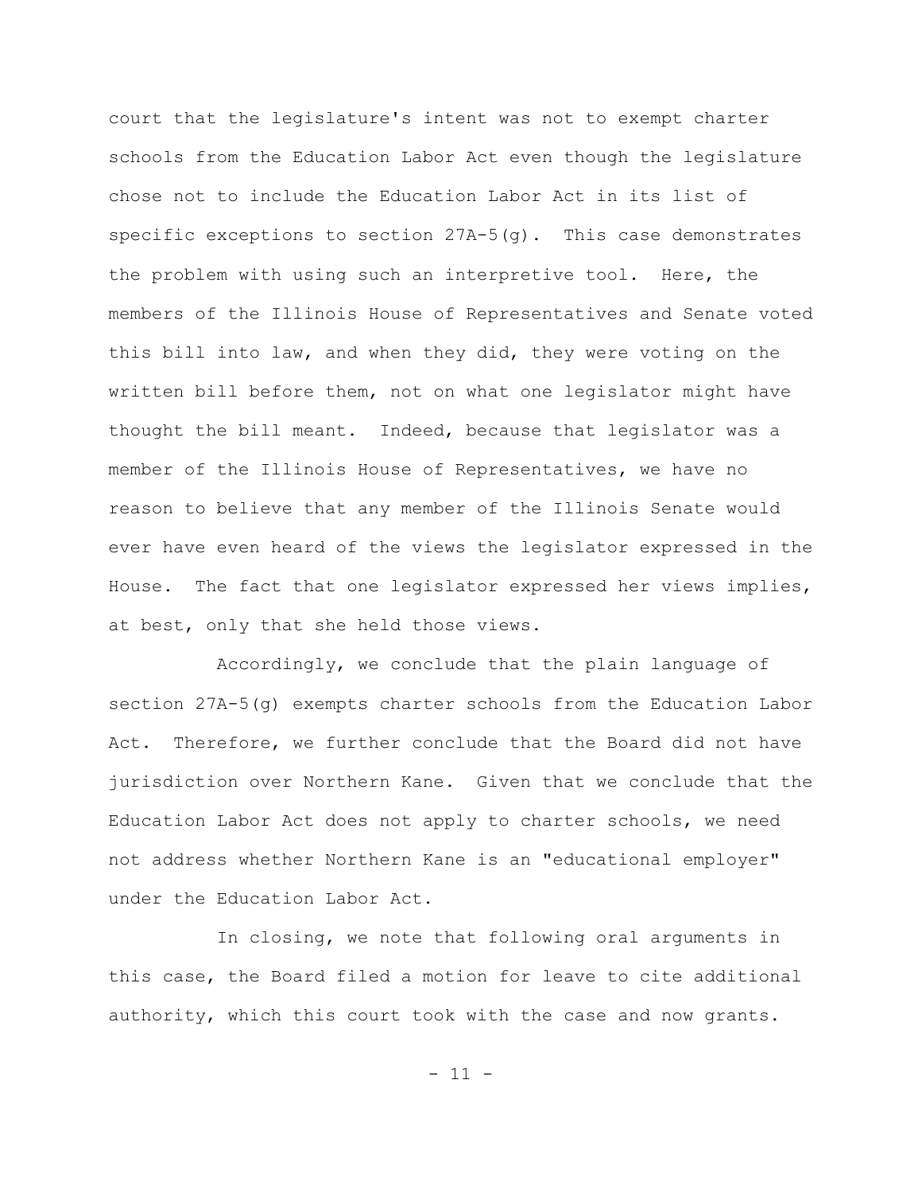court that the legislature's intent was not to exempt charter schools from the Education Labor Act even though the legislature chose not to include the Education Labor Act in its list of specific exceptions to section 27A-5(g). This case demonstrates the problem with using such an interpretive tool. Here, the members of the Illinois House of Representatives and Senate voted this bill into law, and when they did, they were voting on the written bill before them, not on what one legislator might have thought the bill meant. Indeed, because that legislator was a member of the Illinois House of Representatives, we have no reason to believe that any member of the Illinois Senate would ever have even heard of the views the legislator expressed in the House. The fact that one legislator expressed her views implies, at best, only that she held those views.

Accordingly, we conclude that the plain language of section 27A-5(g) exempts charter schools from the Education Labor Act. Therefore, we further conclude that the Board did not have jurisdiction over Northern Kane. Given that we conclude that the Education Labor Act does not apply to charter schools, we need not address whether Northern Kane is an "educational employer" under the Education Labor Act.

In closing, we note that following oral arguments in this case, the Board filed a motion for leave to cite additional authority, which this court took with the case and now grants.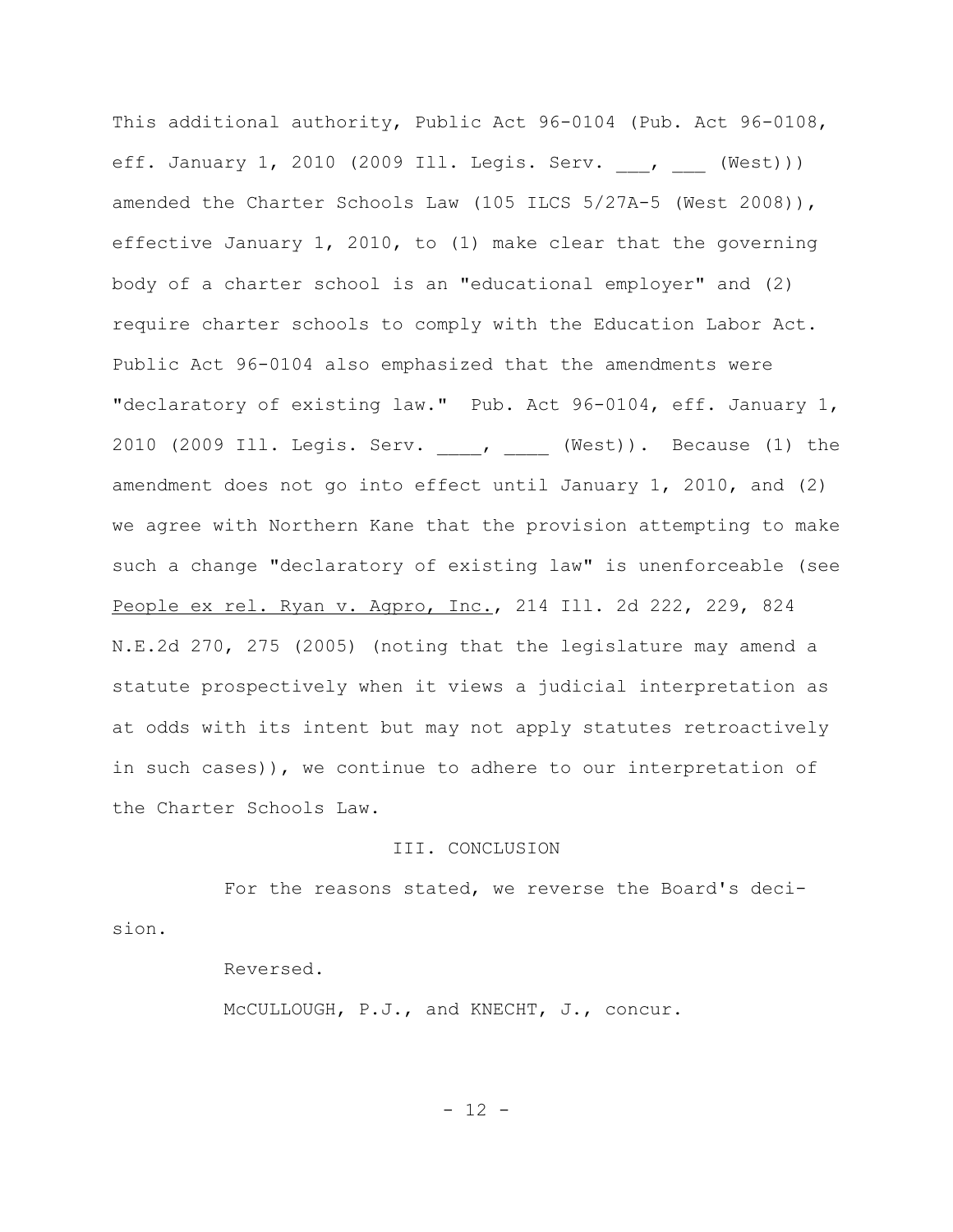This additional authority, Public Act 96-0104 (Pub. Act 96-0108, eff. January 1, 2010 (2009 Ill. Legis. Serv. ___, ___ (West))) amended the Charter Schools Law (105 ILCS 5/27A-5 (West 2008)), effective January 1, 2010, to (1) make clear that the governing body of a charter school is an "educational employer" and (2) require charter schools to comply with the Education Labor Act. Public Act 96-0104 also emphasized that the amendments were "declaratory of existing law." Pub. Act 96-0104, eff. January 1, 2010 (2009 Ill. Legis. Serv. ____, ____ (West)). Because (1) the amendment does not go into effect until January 1, 2010, and (2) we agree with Northern Kane that the provision attempting to make such a change "declaratory of existing law" is unenforceable (see People ex rel. Ryan v. Agpro, Inc., 214 Ill. 2d 222, 229, 824 N.E.2d 270, 275 (2005) (noting that the legislature may amend a statute prospectively when it views a judicial interpretation as at odds with its intent but may not apply statutes retroactively in such cases)), we continue to adhere to our interpretation of the Charter Schools Law.

## III. CONCLUSION

For the reasons stated, we reverse the Board's decision.

Reversed.

McCULLOUGH, P.J., and KNECHT, J., concur.